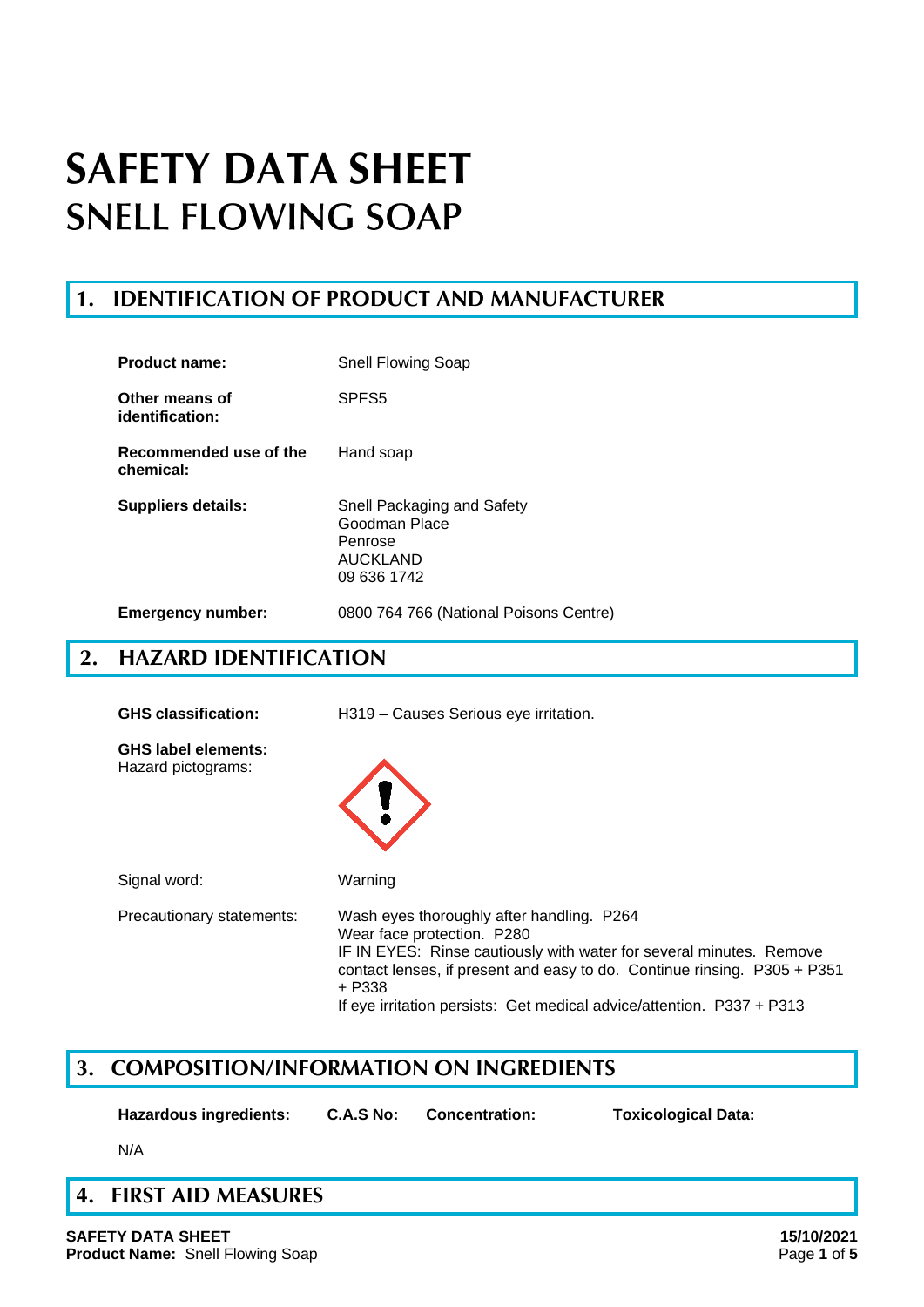# SAFETY DATA SHEET
# SNELL FLOWING SOAP

## 1. IDENTIFICATION OF PRODUCT AND MANUFACTURER

| | |
|---|---|
| **Product name:** | Snell Flowing Soap |
| **Other means of identification:** | SPFS5 |
| **Recommended use of the chemical:** | Hand soap |
| **Suppliers details:** | Snell Packaging and Safety<br>Goodman Place<br>Penrose<br>AUCKLAND<br>09 636 1742 |
| **Emergency number:** | 0800 764 766 (National Poisons Centre) |

## 2. HAZARD IDENTIFICATION

**GHS classification:** H319 – Causes Serious eye irritation.

**GHS label elements:**
Hazard pictograms:

Signal word: Warning

Precautionary statements:

Wash eyes thoroughly after handling. P264
Wear face protection. P280
IF IN EYES: Rinse cautiously with water for several minutes. Remove contact lenses, if present and easy to do. Continue rinsing. P305 + P351 + P338
If eye irritation persists: Get medical advice/attention. P337 + P313

## 3. COMPOSITION/INFORMATION ON INGREDIENTS

| Hazardous ingredients: | C.A.S No: | Concentration: | Toxicological Data: |
|---|---|---|---|
| N/A | | | |

## 4. FIRST AID MEASURES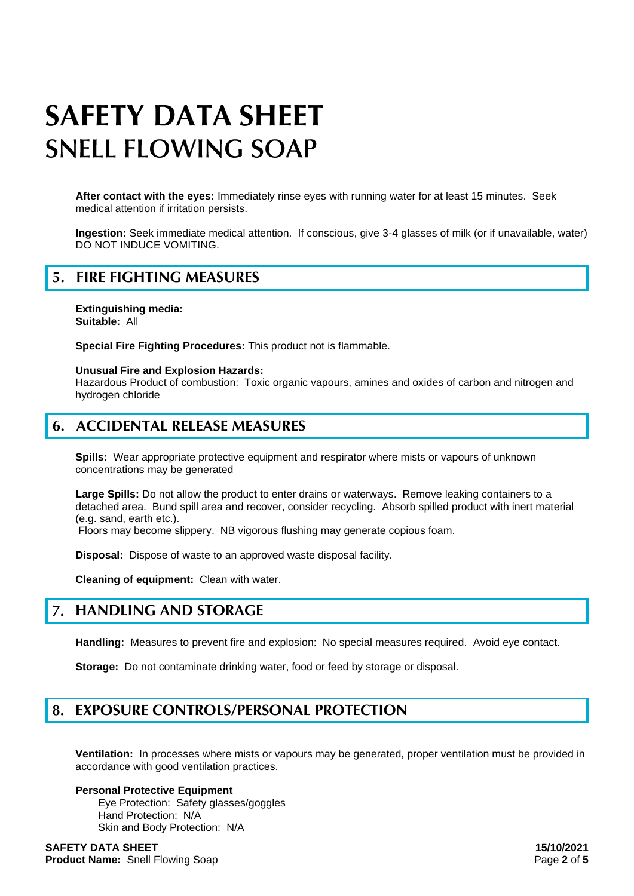# SAFETY DATA SHEET
# SNELL FLOWING SOAP

**After contact with the eyes:** Immediately rinse eyes with running water for at least 15 minutes. Seek medical attention if irritation persists.

**Ingestion:** Seek immediate medical attention. If conscious, give 3-4 glasses of milk (or if unavailable, water) DO NOT INDUCE VOMITING.

## 5. FIRE FIGHTING MEASURES

**Extinguishing media:**
**Suitable:** All

**Special Fire Fighting Procedures:** This product not is flammable.

**Unusual Fire and Explosion Hazards:**
Hazardous Product of combustion: Toxic organic vapours, amines and oxides of carbon and nitrogen and hydrogen chloride

## 6. ACCIDENTAL RELEASE MEASURES

**Spills:** Wear appropriate protective equipment and respirator where mists or vapours of unknown concentrations may be generated

**Large Spills:** Do not allow the product to enter drains or waterways. Remove leaking containers to a detached area. Bund spill area and recover, consider recycling. Absorb spilled product with inert material (e.g. sand, earth etc.).
Floors may become slippery. NB vigorous flushing may generate copious foam.

**Disposal:** Dispose of waste to an approved waste disposal facility.

**Cleaning of equipment:** Clean with water.

## 7. HANDLING AND STORAGE

**Handling:** Measures to prevent fire and explosion: No special measures required. Avoid eye contact.

**Storage:** Do not contaminate drinking water, food or feed by storage or disposal.

## 8. EXPOSURE CONTROLS/PERSONAL PROTECTION

**Ventilation:** In processes where mists or vapours may be generated, proper ventilation must be provided in accordance with good ventilation practices.

**Personal Protective Equipment**
Eye Protection: Safety glasses/goggles
Hand Protection: N/A
Skin and Body Protection: N/A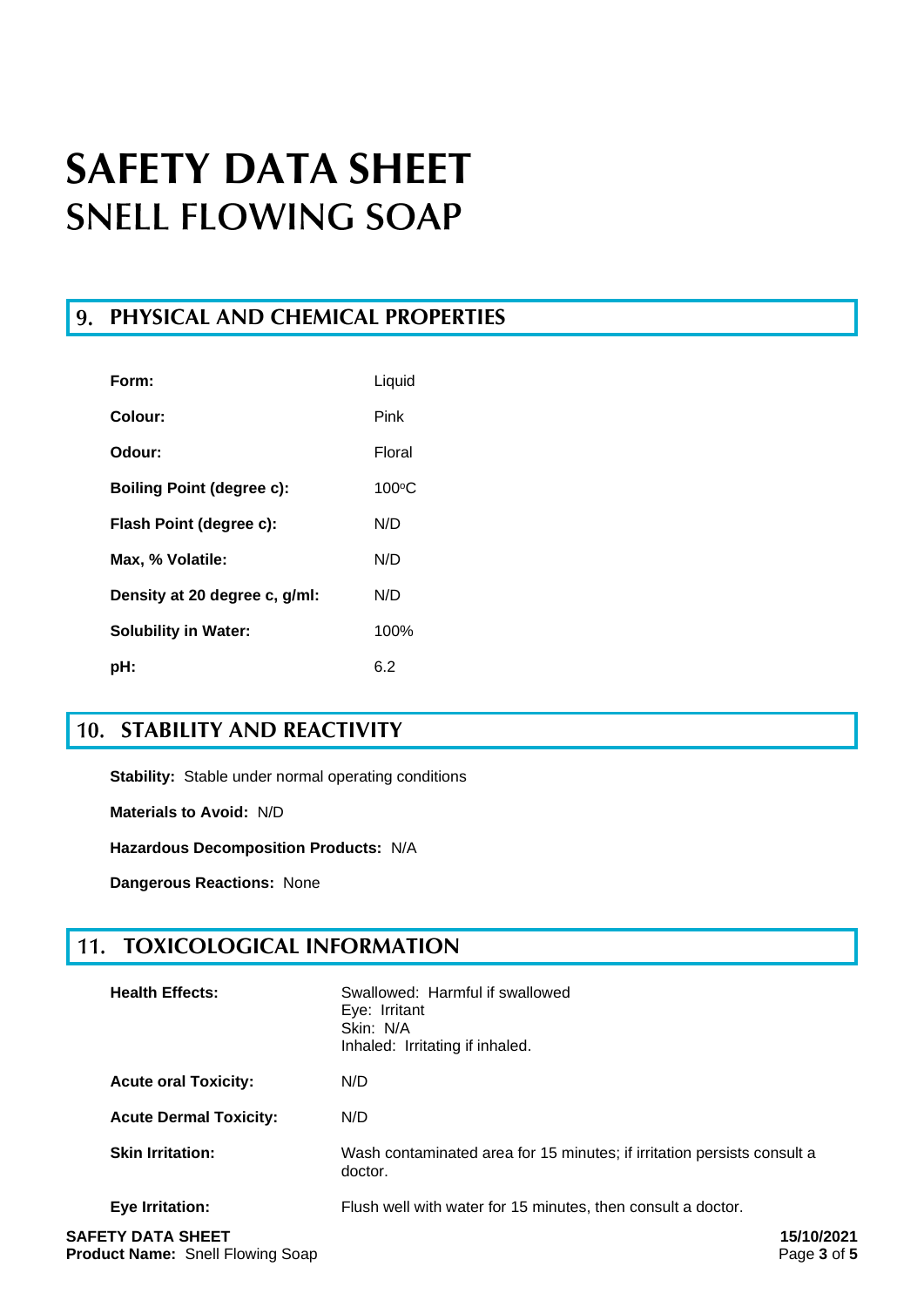# SAFETY DATA SHEET
# SNELL FLOWING SOAP

## 9. PHYSICAL AND CHEMICAL PROPERTIES

| | |
|---|---|
| **Form:** | Liquid |
| **Colour:** | Pink |
| **Odour:** | Floral |
| **Boiling Point (degree c):** | 100$^{o}$C |
| **Flash Point (degree c):** | N/D |
| **Max, % Volatile:** | N/D |
| **Density at 20 degree c, g/ml:** | N/D |
| **Solubility in Water:** | 100% |
| **pH:** | 6.2 |

## 10. STABILITY AND REACTIVITY

**Stability:** Stable under normal operating conditions

**Materials to Avoid:** N/D

**Hazardous Decomposition Products:** N/A

**Dangerous Reactions:** None

## 11. TOXICOLOGICAL INFORMATION

| | |
|---|---|
| **Health Effects:** | Swallowed: Harmful if swallowed<br>Eye: Irritant<br>Skin: N/A<br>Inhaled: Irritating if inhaled. |
| **Acute oral Toxicity:** | N/D |
| **Acute Dermal Toxicity:** | N/D |
| **Skin Irritation:** | Wash contaminated area for 15 minutes; if irritation persists consult a doctor. |
| **Eye Irritation:** | Flush well with water for 15 minutes, then consult a doctor. |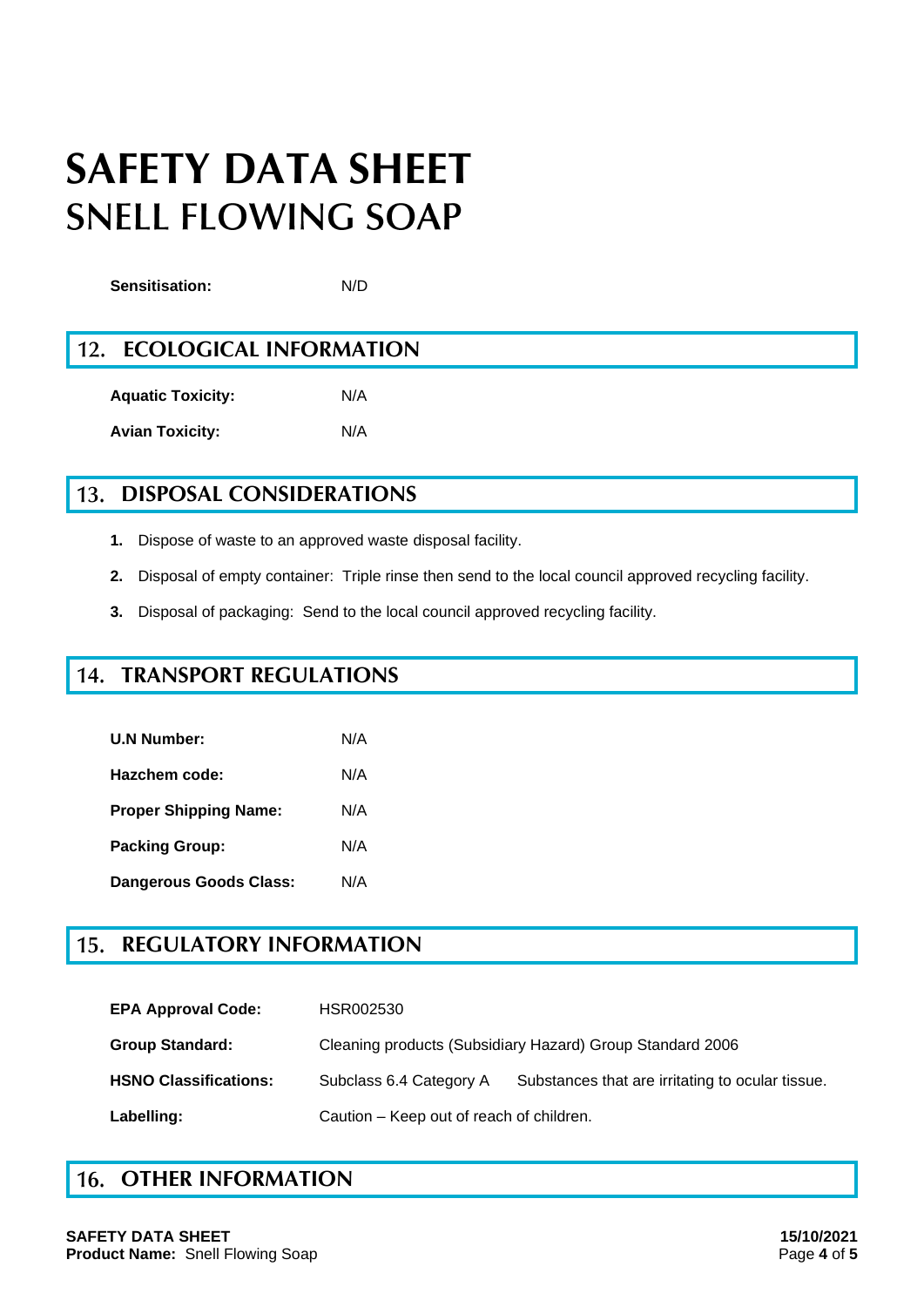# SAFETY DATA SHEET
## SNELL FLOWING SOAP

**Sensitisation:** N/D

## 12. ECOLOGICAL INFORMATION

**Aquatic Toxicity:** N/A

**Avian Toxicity:** N/A

## 13. DISPOSAL CONSIDERATIONS

1. Dispose of waste to an approved waste disposal facility.
2. Disposal of empty container: Triple rinse then send to the local council approved recycling facility.
3. Disposal of packaging: Send to the local council approved recycling facility.

## 14. TRANSPORT REGULATIONS

**U.N Number:** N/A

**Hazchem code:** N/A

**Proper Shipping Name:** N/A

**Packing Group:** N/A

**Dangerous Goods Class:** N/A

## 15. REGULATORY INFORMATION

**EPA Approval Code:** HSR002530

**Group Standard:** Cleaning products (Subsidiary Hazard) Group Standard 2006

**HSNO Classifications:** Subclass 6.4 Category A — Substances that are irritating to ocular tissue.

**Labelling:** Caution – Keep out of reach of children.

## 16. OTHER INFORMATION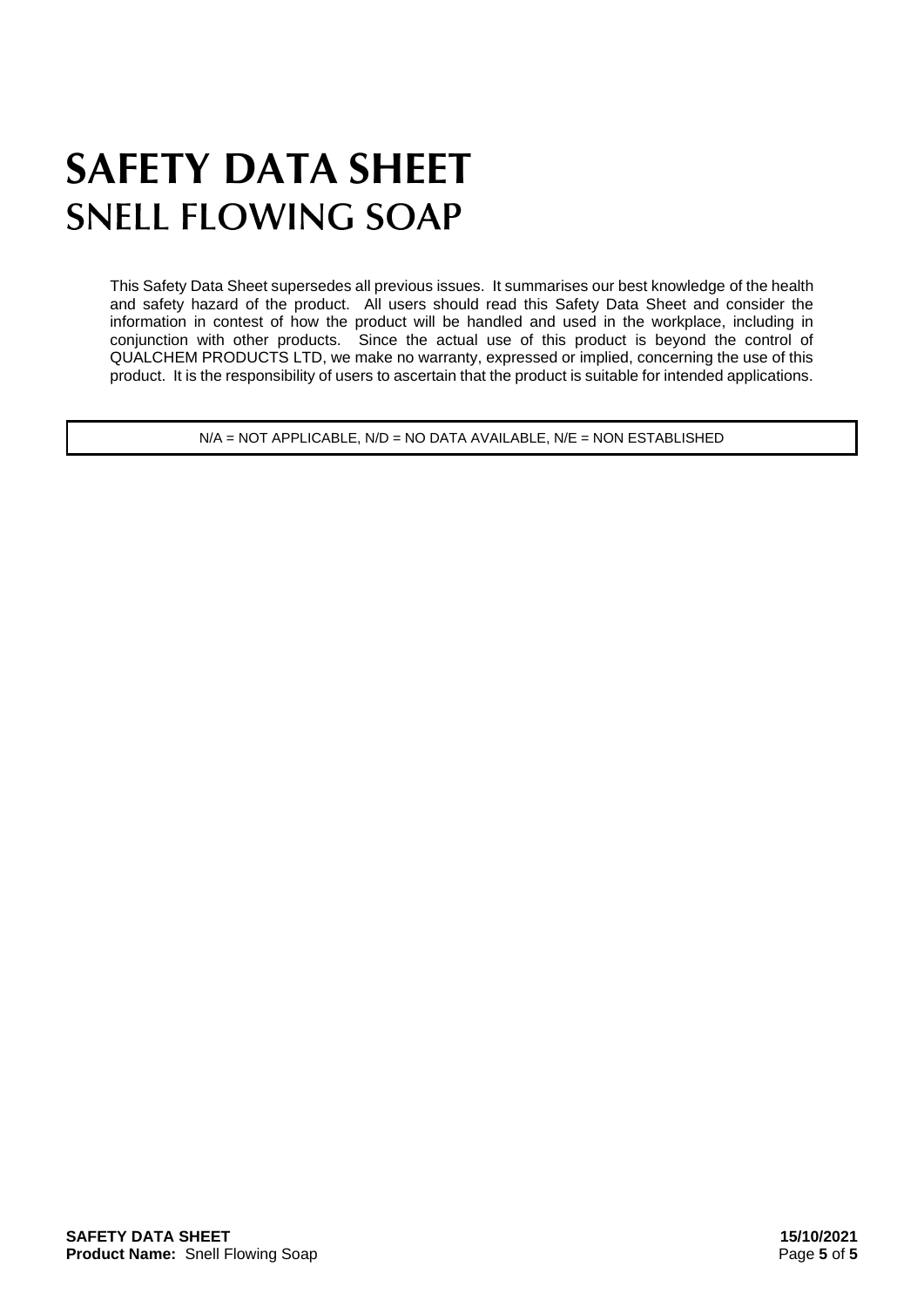# SAFETY DATA SHEET
## SNELL FLOWING SOAP

This Safety Data Sheet supersedes all previous issues. It summarises our best knowledge of the health and safety hazard of the product. All users should read this Safety Data Sheet and consider the information in contest of how the product will be handled and used in the workplace, including in conjunction with other products. Since the actual use of this product is beyond the control of QUALCHEM PRODUCTS LTD, we make no warranty, expressed or implied, concerning the use of this product. It is the responsibility of users to ascertain that the product is suitable for intended applications.

N/A = NOT APPLICABLE, N/D = NO DATA AVAILABLE, N/E = NON ESTABLISHED